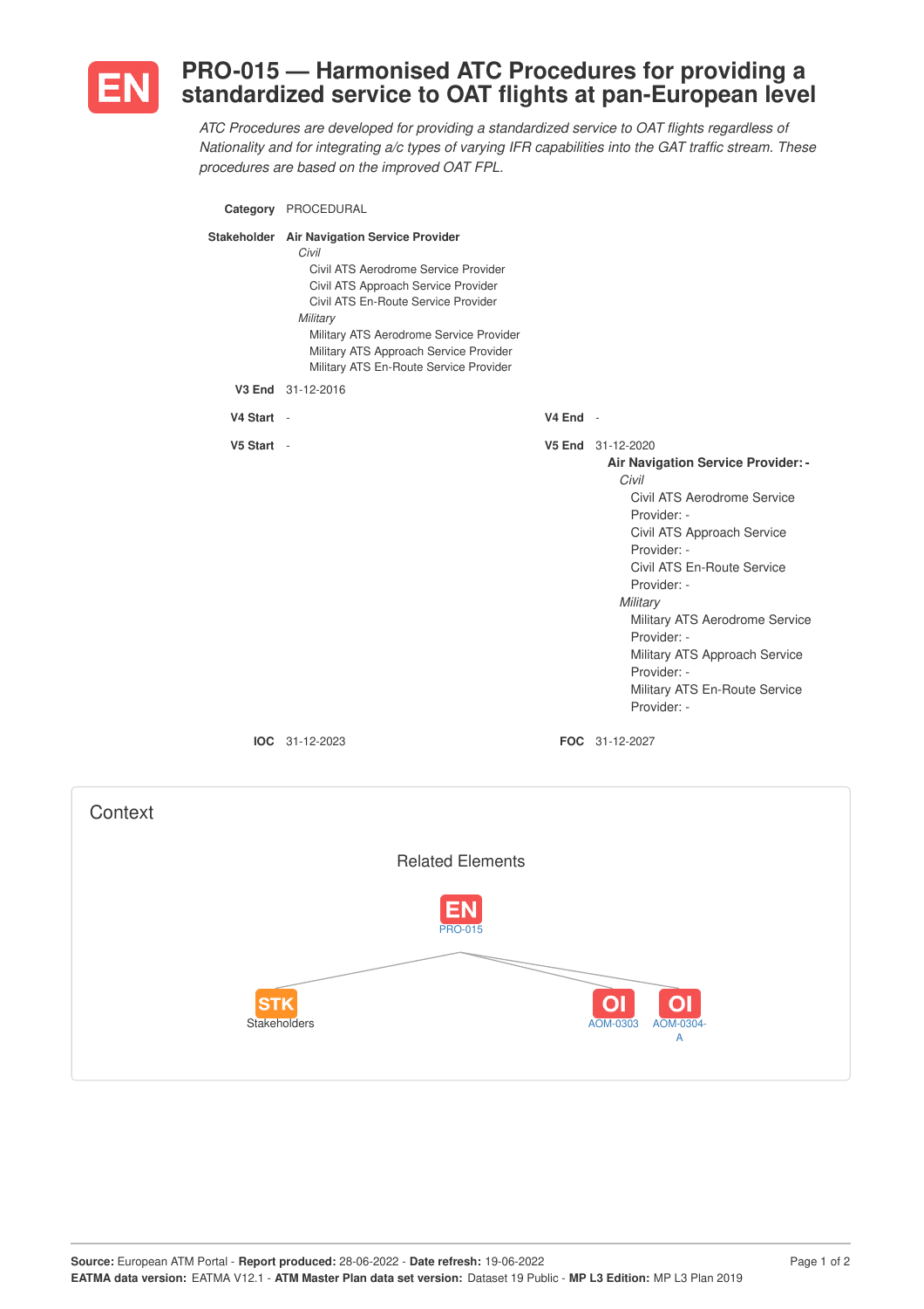# EN PRO-015 — Harmonised ATC Procedures for providing a standardized service to OAT flights at pan-European level

*ATC Procedures are developed for providing a standardized service to OAT flights regardless of Nationality and for integrating a/c types of varying IFR capabilities into the GAT traffic stream. These procedures are based on the improved OAT FPL.*

**Category** PROCEDURAL

**Stakeholder** **Air Navigation Service Provider**
- *Civil*
  - Civil ATS Aerodrome Service Provider
  - Civil ATS Approach Service Provider
  - Civil ATS En-Route Service Provider
- *Military*
  - Military ATS Aerodrome Service Provider
  - Military ATS Approach Service Provider
  - Military ATS En-Route Service Provider

**V3 End** 31-12-2016

**V4 Start** -

**V4 End** -

**V5 Start** -

**V5 End** 31-12-2020

**Air Navigation Service Provider: -**
- *Civil*
  - Civil ATS Aerodrome Service Provider: -
  - Civil ATS Approach Service Provider: -
  - Civil ATS En-Route Service Provider: -
- *Military*
  - Military ATS Aerodrome Service Provider: -
  - Military ATS Approach Service Provider: -
  - Military ATS En-Route Service Provider: -

**IOC** 31-12-2023

**FOC** 31-12-2027

## Context

### Related Elements

- EN PRO-015
  - STK Stakeholders
  - OI AOM-0303
  - OI AOM-0304-A

**Source:** European ATM Portal - **Report produced:** 28-06-2022 - **Date refresh:** 19-06-2022
**EATMA data version:** EATMA V12.1 - **ATM Master Plan data set version:** Dataset 19 Public - **MP L3 Edition:** MP L3 Plan 2019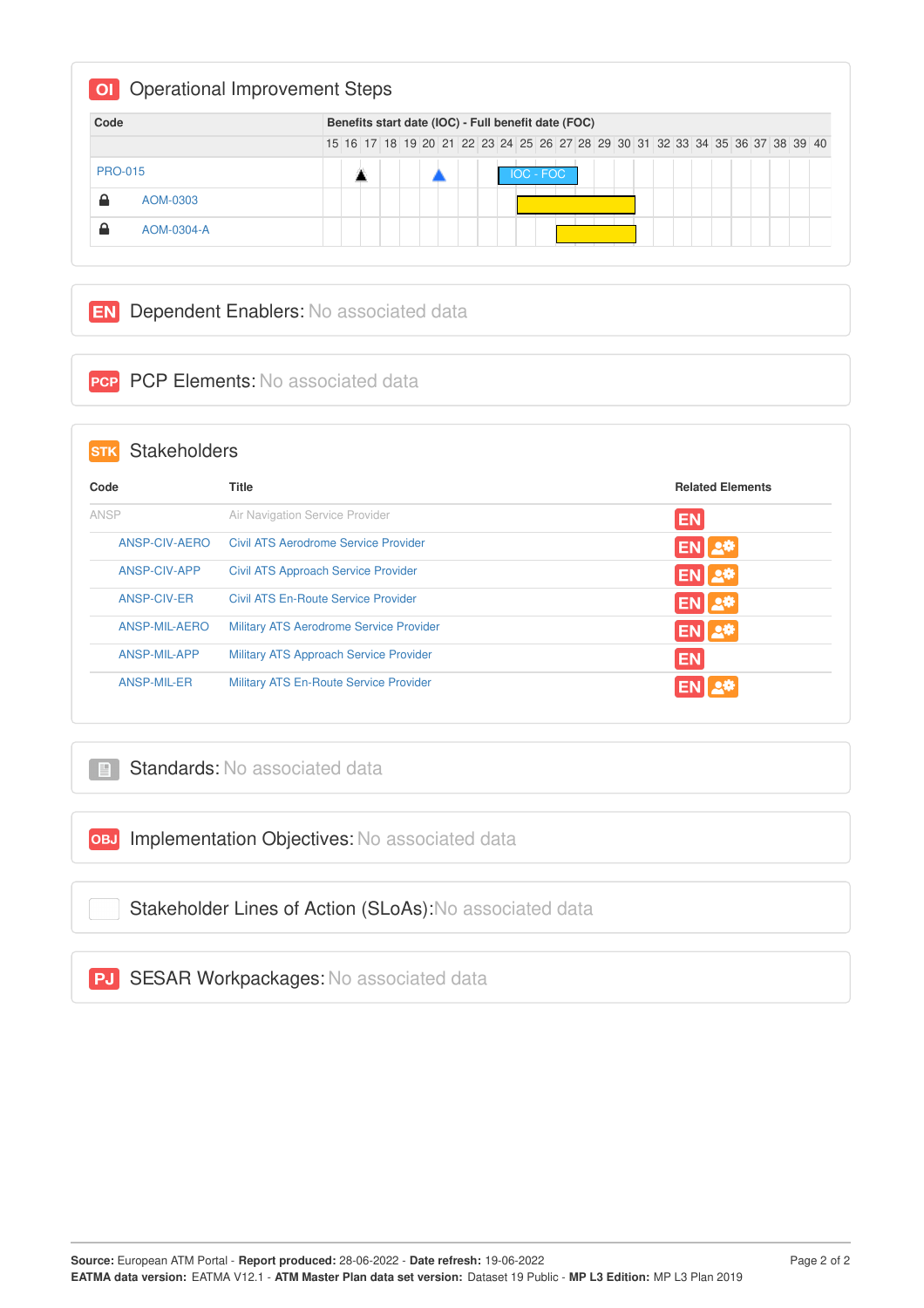## OI Operational Improvement Steps

Code | Benefits start date (IOC) - Full benefit date (FOC)

15 16 17 18 19 20 21 22 23 24 25 26 27 28 29 30 31 32 33 34 35 36 37 38 39 40

PRO-015

IOC - FOC

AOM-0303

AOM-0304-A

## EN Dependent Enablers: No associated data

## PCP PCP Elements: No associated data

## STK Stakeholders

| Code | Title | Related Elements |
|---|---|---|
| ANSP | Air Navigation Service Provider | EN |
| ANSP-CIV-AERO | Civil ATS Aerodrome Service Provider | EN |
| ANSP-CIV-APP | Civil ATS Approach Service Provider | EN |
| ANSP-CIV-ER | Civil ATS En-Route Service Provider | EN |
| ANSP-MIL-AERO | Military ATS Aerodrome Service Provider | EN |
| ANSP-MIL-APP | Military ATS Approach Service Provider | EN |
| ANSP-MIL-ER | Military ATS En-Route Service Provider | EN |

## Standards: No associated data

## OBJ Implementation Objectives: No associated data

## Stakeholder Lines of Action (SLoAs): No associated data

## PJ SESAR Workpackages: No associated data

**Source:** European ATM Portal - **Report produced:** 28-06-2022 - **Date refresh:** 19-06-2022
**EATMA data version:** EATMA V12.1 - **ATM Master Plan data set version:** Dataset 19 Public - **MP L3 Edition:** MP L3 Plan 2019